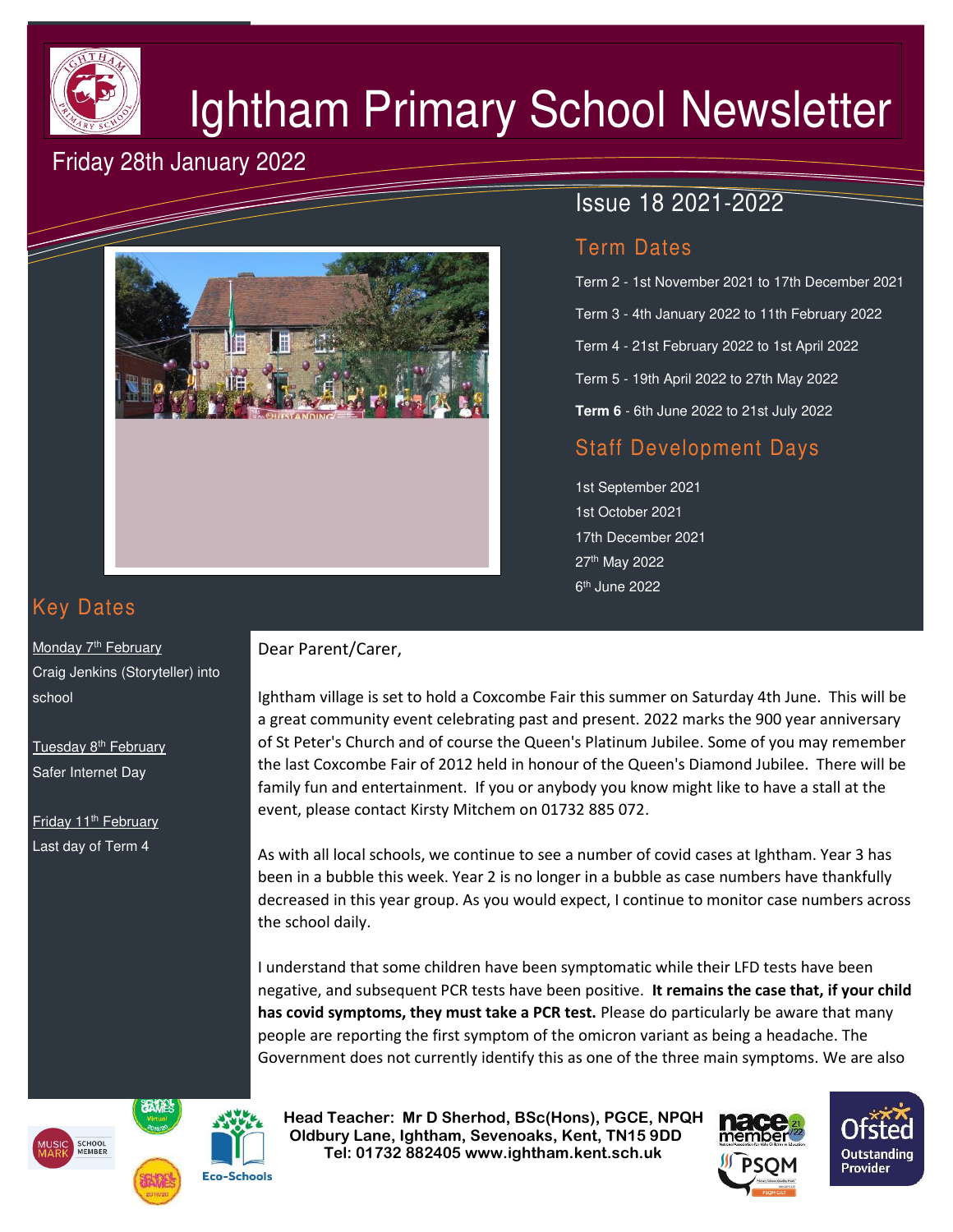# Ightham Primary School Newsletter

Friday 28th January 2022

Issue 18 2021-2022

## Term Dates

Term 2 - 1st November 2021 to 17th December 2021

Term 3 - 4th January 2022 to 11th February 2022

Term 4 - 21st February 2022 to 1st April 2022

Term 5 - 19th April 2022 to 27th May 2022

**Term 6** - 6th June 2022 to 21st July 2022

## Staff Development Days

1st September 2021
1st October 2021
17th December 2021
27th May 2022
6th June 2022

## Key Dates

Monday 7th February
Craig Jenkins (Storyteller) into school

Tuesday 8th February
Safer Internet Day

Friday 11th February
Last day of Term 4

Dear Parent/Carer,

Ightham village is set to hold a Coxcombe Fair this summer on Saturday 4th June. This will be a great community event celebrating past and present. 2022 marks the 900 year anniversary of St Peter's Church and of course the Queen's Platinum Jubilee. Some of you may remember the last Coxcombe Fair of 2012 held in honour of the Queen's Diamond Jubilee. There will be family fun and entertainment. If you or anybody you know might like to have a stall at the event, please contact Kirsty Mitchem on 01732 885 072.

As with all local schools, we continue to see a number of covid cases at Ightham. Year 3 has been in a bubble this week. Year 2 is no longer in a bubble as case numbers have thankfully decreased in this year group. As you would expect, I continue to monitor case numbers across the school daily.

I understand that some children have been symptomatic while their LFD tests have been negative, and subsequent PCR tests have been positive. **It remains the case that, if your child has covid symptoms, they must take a PCR test.** Please do particularly be aware that many people are reporting the first symptom of the omicron variant as being a headache. The Government does not currently identify this as one of the three main symptoms. We are also

**Head Teacher: Mr D Sherhod, BSc(Hons), PGCE, NPQH**
**Oldbury Lane, Ightham, Sevenoaks, Kent, TN15 9DD**
**Tel: 01732 882405 www.ightham.kent.sch.uk**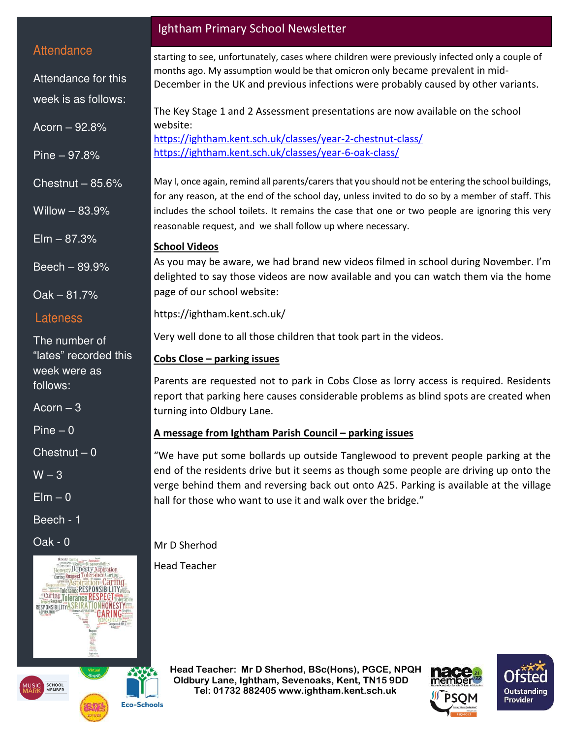## Attendance

Attendance for this week is as follows:

Acorn – 92.8%

Pine – 97.8%

Chestnut – 85.6%

Willow – 83.9%

Elm – 87.3%

Beech – 89.9%

Oak – 81.7%

## Lateness

The number of "lates" recorded this week were as follows:

Acorn – 3

Pine – 0

Chestnut – 0

W – 3

Elm – 0

Beech - 1

Oak - 0

starting to see, unfortunately, cases where children were previously infected only a couple of months ago. My assumption would be that omicron only became prevalent in mid-December in the UK and previous infections were probably caused by other variants.

The Key Stage 1 and 2 Assessment presentations are now available on the school website:
https://ightham.kent.sch.uk/classes/year-2-chestnut-class/
https://ightham.kent.sch.uk/classes/year-6-oak-class/

May I, once again, remind all parents/carers that you should not be entering the school buildings, for any reason, at the end of the school day, unless invited to do so by a member of staff. This includes the school toilets. It remains the case that one or two people are ignoring this very reasonable request, and we shall follow up where necessary.

**School Videos**

As you may be aware, we had brand new videos filmed in school during November. I'm delighted to say those videos are now available and you can watch them via the home page of our school website:

https://ightham.kent.sch.uk/

Very well done to all those children that took part in the videos.

**Cobs Close – parking issues**

Parents are requested not to park in Cobs Close as lorry access is required. Residents report that parking here causes considerable problems as blind spots are created when turning into Oldbury Lane.

**A message from Ightham Parish Council – parking issues**

"We have put some bollards outside Tanglewood to prevent people parking at the end of the residents drive but it seems as though some people are driving up onto the verge behind them and reversing back out onto A25. Parking is available at the village hall for those who want to use it and walk over the bridge."

Mr D Sherhod

Head Teacher

**Head Teacher: Mr D Sherhod, BSc(Hons), PGCE, NPQH**
**Oldbury Lane, Ightham, Sevenoaks, Kent, TN15 9DD**
**Tel: 01732 882405 www.ightham.kent.sch.uk**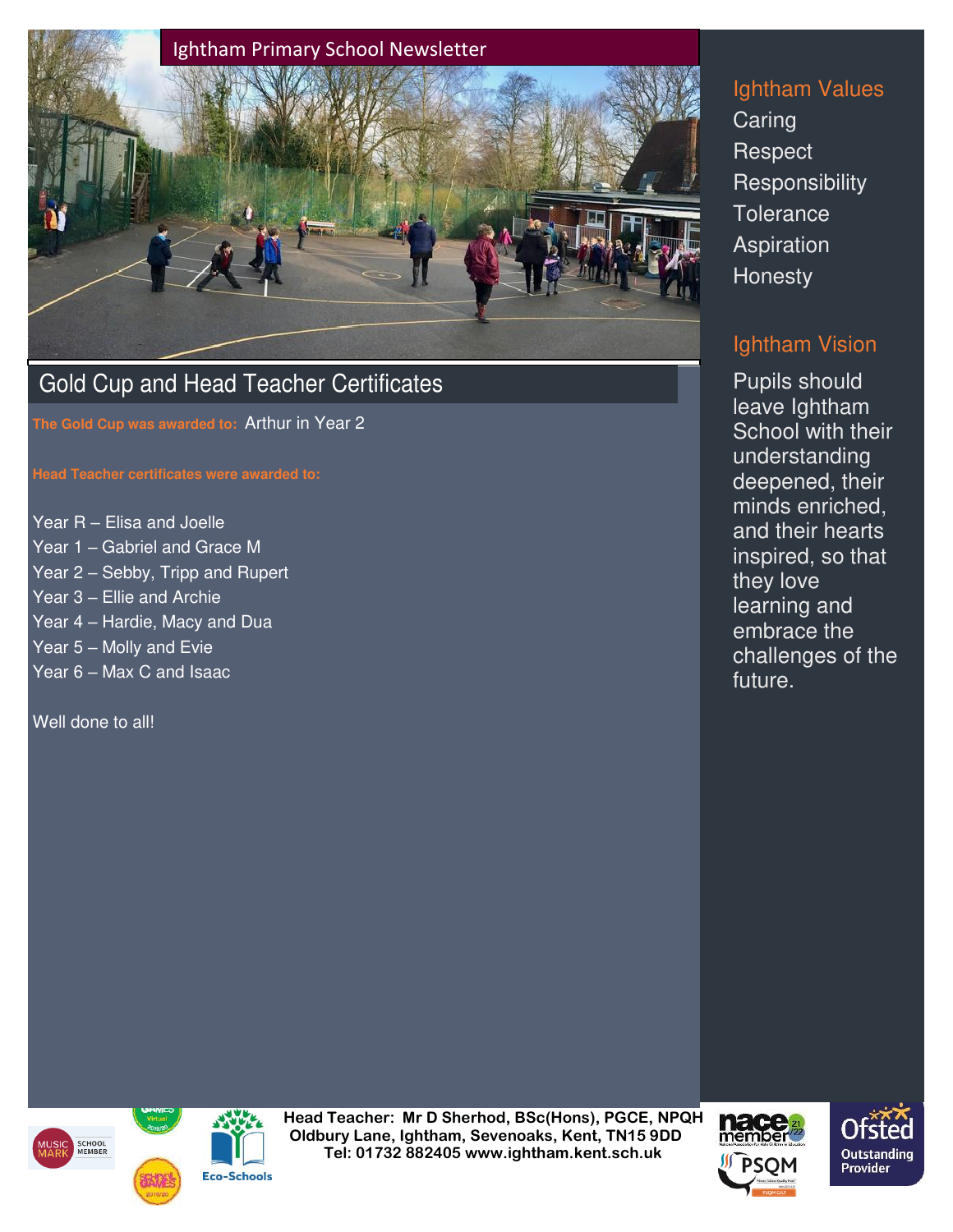Ightham Primary School Newsletter

## Gold Cup and Head Teacher Certificates

**The Gold Cup was awarded to:** Arthur in Year 2

**Head Teacher certificates were awarded to:**

Year R – Elisa and Joelle
Year 1 – Gabriel and Grace M
Year 2 – Sebby, Tripp and Rupert
Year 3 – Ellie and Archie
Year 4 – Hardie, Macy and Dua
Year 5 – Molly and Evie
Year 6 – Max C and Isaac

Well done to all!

## Ightham Values

Caring
Respect
Responsibility
Tolerance
Aspiration
Honesty

## Ightham Vision

Pupils should leave Ightham School with their understanding deepened, their minds enriched, and their hearts inspired, so that they love learning and embrace the challenges of the future.

**Head Teacher: Mr D Sherhod, BSc(Hons), PGCE, NPQH**
**Oldbury Lane, Ightham, Sevenoaks, Kent, TN15 9DD**
**Tel: 01732 882405 www.ightham.kent.sch.uk**